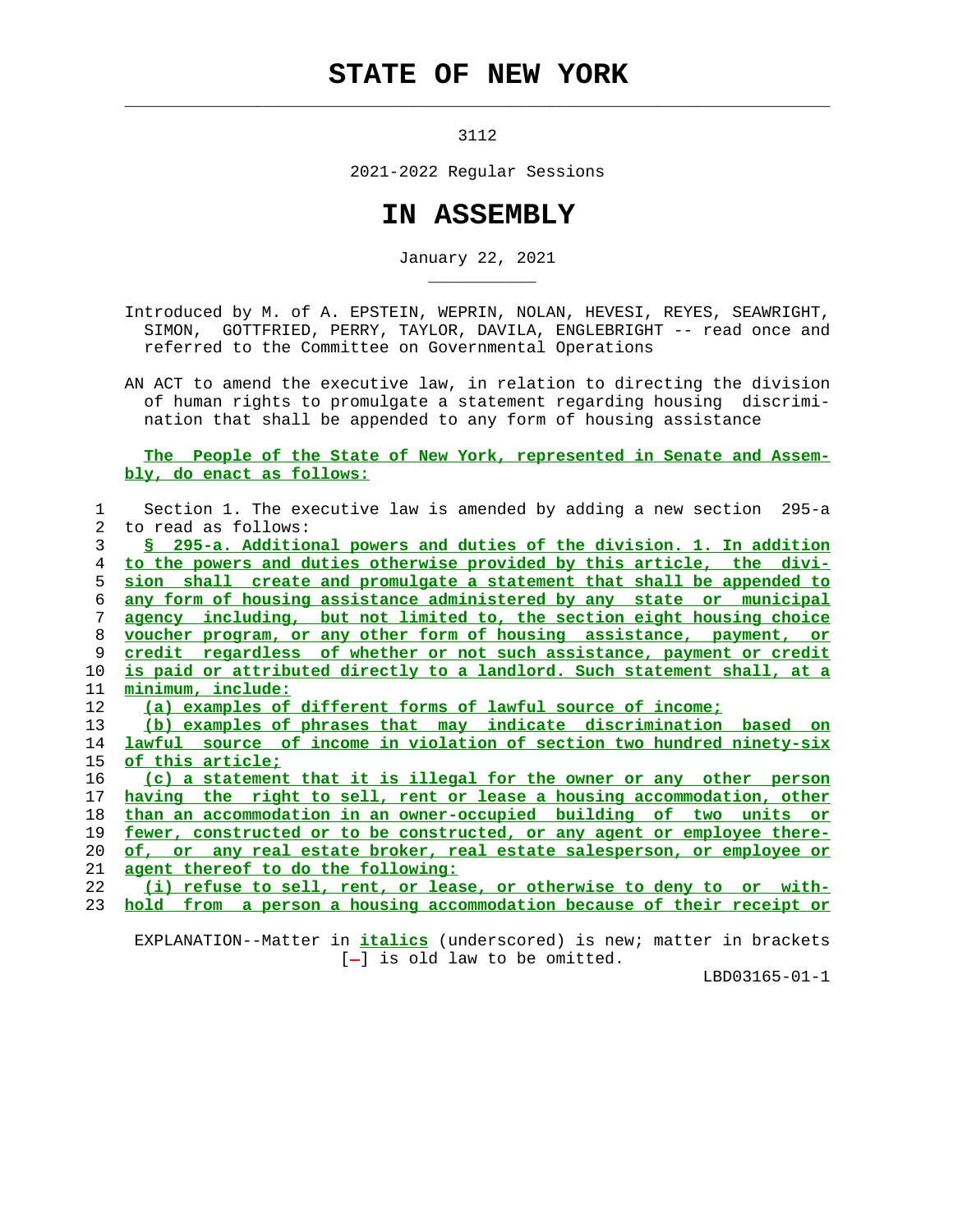# STATE OF NEW YORK

3112

2021-2022 Regular Sessions

# IN ASSEMBLY

January 22, 2021

Introduced by M. of A. EPSTEIN, WEPRIN, NOLAN, HEVESI, REYES, SEAWRIGHT, SIMON, GOTTFRIED, PERRY, TAYLOR, DAVILA, ENGLEBRIGHT -- read once and referred to the Committee on Governmental Operations

AN ACT to amend the executive law, in relation to directing the division of human rights to promulgate a statement regarding housing discrimination that shall be appended to any form of housing assistance

**The People of the State of New York, represented in Senate and Assembly, do enact as follows:**

1 Section 1. The executive law is amended by adding a new section 295-a
2 to read as follows:
3 ***§ 295-a. Additional powers and duties of the division. 1. In addition***
4 ***to the powers and duties otherwise provided by this article, the divi-***
5 ***sion shall create and promulgate a statement that shall be appended to***
6 ***any form of housing assistance administered by any state or municipal***
7 ***agency including, but not limited to, the section eight housing choice***
8 ***voucher program, or any other form of housing assistance, payment, or***
9 ***credit regardless of whether or not such assistance, payment or credit***
10 ***is paid or attributed directly to a landlord. Such statement shall, at a***
11 ***minimum, include:***
12 ***(a) examples of different forms of lawful source of income;***
13 ***(b) examples of phrases that may indicate discrimination based on***
14 ***lawful source of income in violation of section two hundred ninety-six***
15 ***of this article;***
16 ***(c) a statement that it is illegal for the owner or any other person***
17 ***having the right to sell, rent or lease a housing accommodation, other***
18 ***than an accommodation in an owner-occupied building of two units or***
19 ***fewer, constructed or to be constructed, or any agent or employee there-***
20 ***of, or any real estate broker, real estate salesperson, or employee or***
21 ***agent thereof to do the following:***
22 ***(i) refuse to sell, rent, or lease, or otherwise to deny to or with-***
23 ***hold from a person a housing accommodation because of their receipt or***

EXPLANATION--Matter in ***italics*** (underscored) is new; matter in brackets [-] is old law to be omitted.

LBD03165-01-1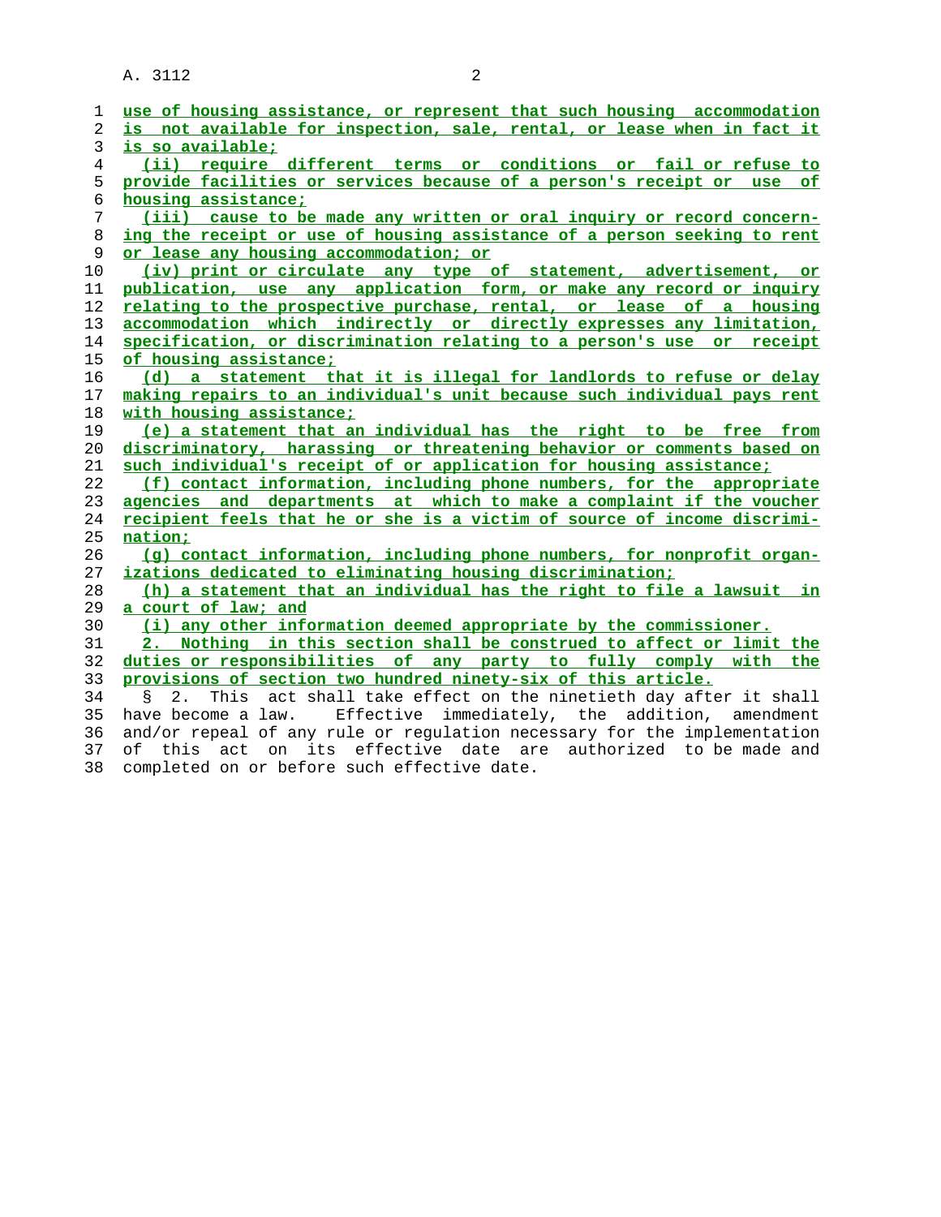use of housing assistance, or represent that such housing accommodation is not available for inspection, sale, rental, or lease when in fact it is so available;

(ii) require different terms or conditions or fail or refuse to provide facilities or services because of a person's receipt or use of housing assistance;

(iii) cause to be made any written or oral inquiry or record concerning the receipt or use of housing assistance of a person seeking to rent or lease any housing accommodation; or

(iv) print or circulate any type of statement, advertisement, or publication, use any application form, or make any record or inquiry relating to the prospective purchase, rental, or lease of a housing accommodation which indirectly or directly expresses any limitation, specification, or discrimination relating to a person's use or receipt of housing assistance;

(d) a statement that it is illegal for landlords to refuse or delay making repairs to an individual's unit because such individual pays rent with housing assistance;

(e) a statement that an individual has the right to be free from discriminatory, harassing or threatening behavior or comments based on such individual's receipt of or application for housing assistance;

(f) contact information, including phone numbers, for the appropriate agencies and departments at which to make a complaint if the voucher recipient feels that he or she is a victim of source of income discrimination;

(g) contact information, including phone numbers, for nonprofit organizations dedicated to eliminating housing discrimination;

(h) a statement that an individual has the right to file a lawsuit in a court of law; and

(i) any other information deemed appropriate by the commissioner.

2. Nothing in this section shall be construed to affect or limit the duties or responsibilities of any party to fully comply with the provisions of section two hundred ninety-six of this article.

§ 2. This act shall take effect on the ninetieth day after it shall have become a law. Effective immediately, the addition, amendment and/or repeal of any rule or regulation necessary for the implementation of this act on its effective date are authorized to be made and completed on or before such effective date.